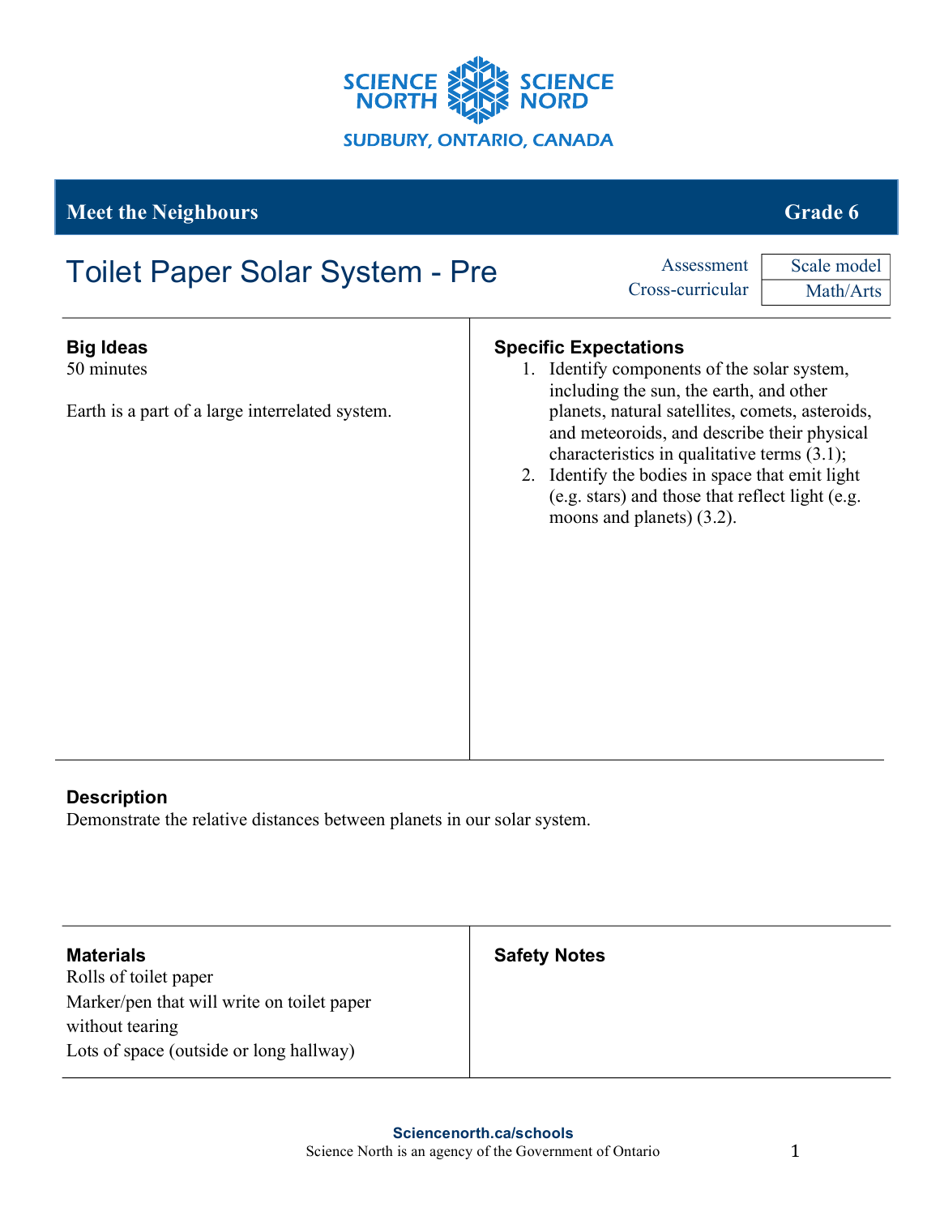SCIENCE NORTH SCIENCE NORD

SUDBURY, ONTARIO, CANADA

**Meet the Neighbours** — **Grade 6**

# Toilet Paper Solar System - Pre

| Assessment | Scale model |
| --- | --- |
| Cross-curricular | Math/Arts |

## Big Ideas

50 minutes

Earth is a part of a large interrelated system.

## Specific Expectations

1. Identify components of the solar system, including the sun, the earth, and other planets, natural satellites, comets, asteroids, and meteoroids, and describe their physical characteristics in qualitative terms (3.1);
2. Identify the bodies in space that emit light (e.g. stars) and those that reflect light (e.g. moons and planets) (3.2).

## Description

Demonstrate the relative distances between planets in our solar system.

## Materials

Rolls of toilet paper
Marker/pen that will write on toilet paper without tearing
Lots of space (outside or long hallway)

## Safety Notes

Sciencenorth.ca/schools
Science North is an agency of the Government of Ontario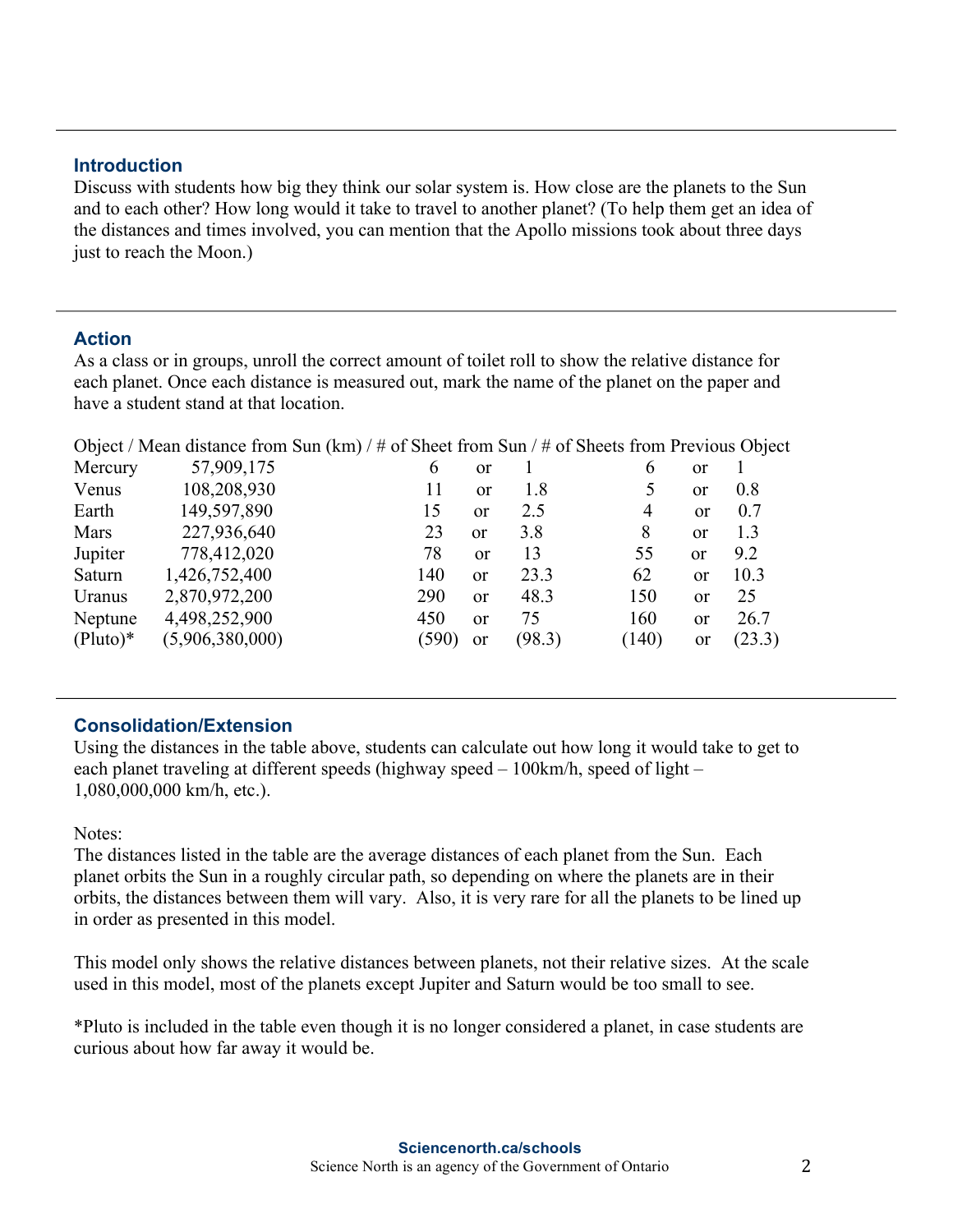## Introduction

Discuss with students how big they think our solar system is. How close are the planets to the Sun and to each other? How long would it take to travel to another planet? (To help them get an idea of the distances and times involved, you can mention that the Apollo missions took about three days just to reach the Moon.)

## Action

As a class or in groups, unroll the correct amount of toilet roll to show the relative distance for each planet. Once each distance is measured out, mark the name of the planet on the paper and have a student stand at that location.

| Object | Mean distance from Sun (km) | # of Sheet from Sun | | | # of Sheets from Previous Object | | |
|---|---|---|---|---|---|---|---|
| Mercury | 57,909,175 | 6 | or | 1 | 6 | or | 1 |
| Venus | 108,208,930 | 11 | or | 1.8 | 5 | or | 0.8 |
| Earth | 149,597,890 | 15 | or | 2.5 | 4 | or | 0.7 |
| Mars | 227,936,640 | 23 | or | 3.8 | 8 | or | 1.3 |
| Jupiter | 778,412,020 | 78 | or | 13 | 55 | or | 9.2 |
| Saturn | 1,426,752,400 | 140 | or | 23.3 | 62 | or | 10.3 |
| Uranus | 2,870,972,200 | 290 | or | 48.3 | 150 | or | 25 |
| Neptune | 4,498,252,900 | 450 | or | 75 | 160 | or | 26.7 |
| (Pluto)* | (5,906,380,000) | (590) | or | (98.3) | (140) | or | (23.3) |

## Consolidation/Extension

Using the distances in the table above, students can calculate out how long it would take to get to each planet traveling at different speeds (highway speed – 100km/h, speed of light – 1,080,000,000 km/h, etc.).

Notes:

The distances listed in the table are the average distances of each planet from the Sun. Each planet orbits the Sun in a roughly circular path, so depending on where the planets are in their orbits, the distances between them will vary. Also, it is very rare for all the planets to be lined up in order as presented in this model.

This model only shows the relative distances between planets, not their relative sizes. At the scale used in this model, most of the planets except Jupiter and Saturn would be too small to see.

*Pluto is included in the table even though it is no longer considered a planet, in case students are curious about how far away it would be.

**Sciencenorth.ca/schools**

Science North is an agency of the Government of Ontario